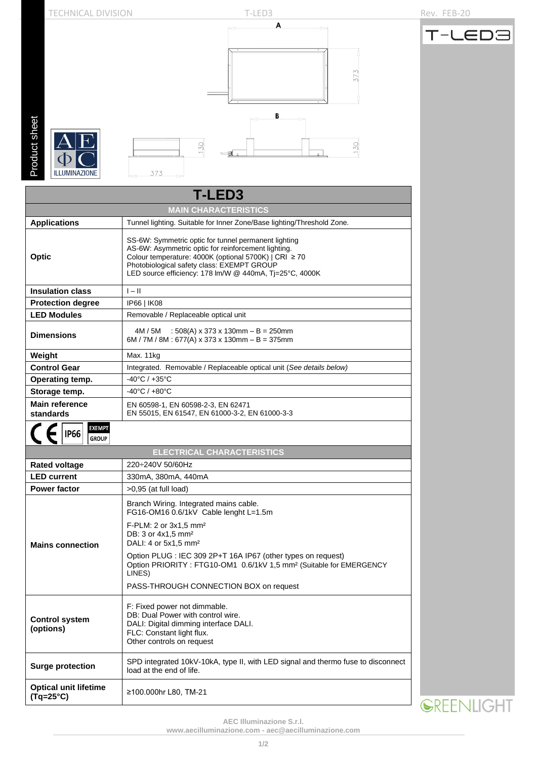# T-LED3

## MAIN CHARACTERISTICS

| | |
|---|---|
| **Applications** | Tunnel lighting. Suitable for Inner Zone/Base lighting/Threshold Zone. |
| **Optic** | SS-6W: Symmetric optic for tunnel permanent lighting<br>AS-6W: Asymmetric optic for reinforcement lighting.<br>Colour temperature: 4000K (optional 5700K) \| CRI ≥ 70<br>Photobiological safety class: EXEMPT GROUP<br>LED source efficiency: 178 lm/W @ 440mA, Tj=25°C, 4000K |
| **Insulation class** | I – II |
| **Protection degree** | IP66 \| IK08 |
| **LED Modules** | Removable / Replaceable optical unit |
| **Dimensions** | 4M / 5M : 508(A) x 373 x 130mm – B = 250mm<br>6M / 7M / 8M : 677(A) x 373 x 130mm – B = 375mm |
| **Weight** | Max. 11kg |
| **Control Gear** | Integrated. Removable / Replaceable optical unit (*See details below)* |
| **Operating temp.** | -40°C / +35°C |
| **Storage temp.** | -40°C / +80°C |
| **Main reference standards** | EN 60598-1, EN 60598-2-3, EN 62471<br>EN 55015, EN 61547, EN 61000-3-2, EN 61000-3-3 |

CE | IP66 | EXEMPT GROUP

## ELECTRICAL CHARACTERISTICS

| | |
|---|---|
| **Rated voltage** | 220÷240V 50/60Hz |
| **LED current** | 330mA, 380mA, 440mA |
| **Power factor** | >0,95 (at full load) |
| **Mains connection** | Branch Wiring. Integrated mains cable.<br>FG16-OM16 0.6/1kV Cable lenght L=1.5m<br>F-PLM: 2 or 3x1,5 mm²<br>DB: 3 or 4x1,5 mm²<br>DALI: 4 or 5x1,5 mm²<br>Option PLUG : IEC 309 2P+T 16A IP67 (other types on request)<br>Option PRIORITY : FTG10-OM1 0.6/1kV 1,5 mm² (Suitable for EMERGENCY LINES)<br>PASS-THROUGH CONNECTION BOX on request |
| **Control system (options)** | F: Fixed power not dimmable.<br>DB: Dual Power with control wire.<br>DALI: Digital dimming interface DALI.<br>FLC: Constant light flux.<br>Other controls on request |
| **Surge protection** | SPD integrated 10kV-10kA, type II, with LED signal and thermo fuse to disconnect load at the end of life. |
| **Optical unit lifetime (Tq=25°C)** | ≥100.000hr L80, TM-21 |

AEC Illuminazione S.r.l.
www.aecilluminazione.com - aec@aecilluminazione.com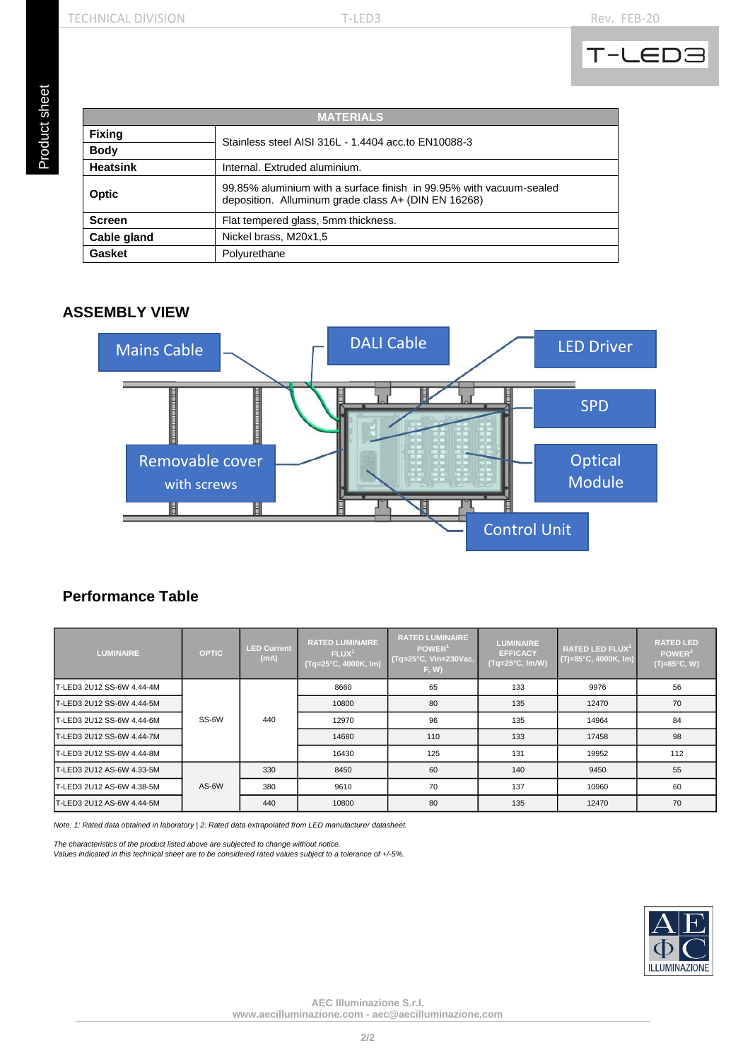| MATERIALS | |
|---|---|
| **Fixing** | Stainless steel AISI 316L - 1.4404 acc.to EN10088-3 |
| **Body** | |
| **Heatsink** | Internal. Extruded aluminium. |
| **Optic** | 99.85% aluminium with a surface finish in 99.95% with vacuum-sealed deposition. Alluminum grade class A+ (DIN EN 16268) |
| **Screen** | Flat tempered glass, 5mm thickness. |
| **Cable gland** | Nickel brass, M20x1,5 |
| **Gasket** | Polyurethane |

## ASSEMBLY VIEW

Mains Cable

DALI Cable

LED Driver

SPD

Removable cover with screws

Optical Module

Control Unit

## Performance Table

| LUMINAIRE | OPTIC | LED Current (mA) | RATED LUMINAIRE FLUX[1] (Tq=25°C, 4000K, lm) | RATED LUMINAIRE POWER[1] (Tq=25°C, Vin=230Vac, F, W) | LUMINAIRE EFFICACY (Tq=25°C, lm/W) | RATED LED FLUX[2] (Tj=85°C, 4000K, lm) | RATED LED POWER[2] (Tj=85°C, W) |
|---|---|---|---|---|---|---|---|
| T-LED3 2U12 SS-6W 4.44-4M | SS-6W | 440 | 8660 | 65 | 133 | 9976 | 56 |
| T-LED3 2U12 SS-6W 4.44-5M | | | 10800 | 80 | 135 | 12470 | 70 |
| T-LED3 2U12 SS-6W 4.44-6M | | | 12970 | 96 | 135 | 14964 | 84 |
| T-LED3 2U12 SS-6W 4.44-7M | | | 14680 | 110 | 133 | 17458 | 98 |
| T-LED3 2U12 SS-6W 4.44-8M | | | 16430 | 125 | 131 | 19952 | 112 |
| T-LED3 2U12 AS-6W 4.33-5M | AS-6W | 330 | 8450 | 60 | 140 | 9450 | 55 |
| T-LED3 2U12 AS-6W 4.38-5M | | 380 | 9610 | 70 | 137 | 10960 | 60 |
| T-LED3 2U12 AS-6W 4.44-5M | | 440 | 10800 | 80 | 135 | 12470 | 70 |

*Note: 1: Rated data obtained in laboratory | 2: Rated data extrapolated from LED manufacturer datasheet.*

*The characteristics of the product listed above are subjected to change without notice.*
*Values indicated in this technical sheet are to be considered rated values subject to a tolerance of +/-5%.*

AEC Illuminazione S.r.l.
www.aecilluminazione.com - aec@aecilluminazione.com